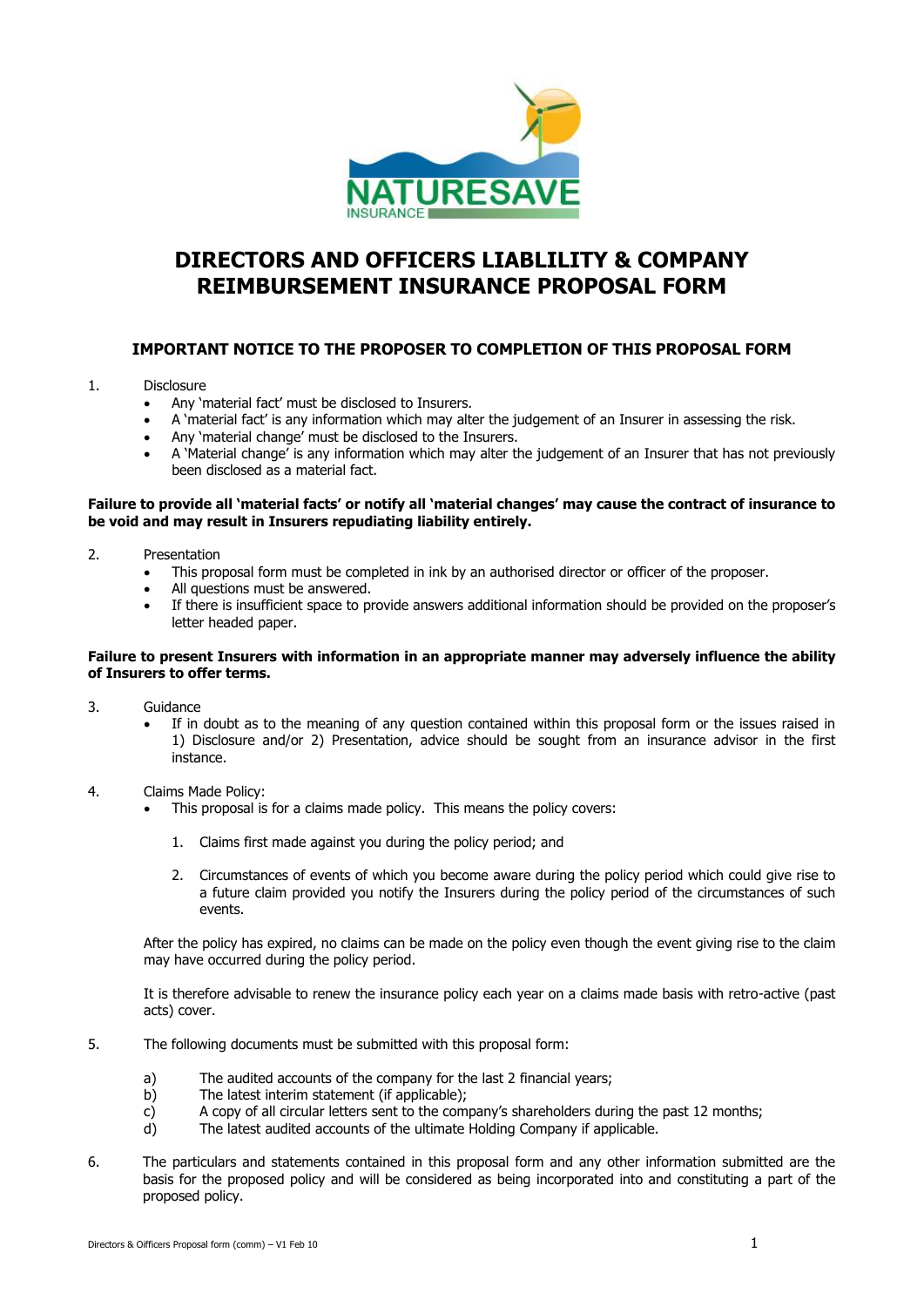# DIRECTORS AND OFFICERS LIABLILITY & COMPANY REIMBURSEMENT INSURANCE PROPOSAL FORM

## IMPORTANT NOTICE TO THE PROPOSER TO COMPLETION OF THIS PROPOSAL FORM

1. Disclosure
   - Any 'material fact' must be disclosed to Insurers.
   - A 'material fact' is any information which may alter the judgement of an Insurer in assessing the risk.
   - Any 'material change' must be disclosed to the Insurers.
   - A 'Material change' is any information which may alter the judgement of an Insurer that has not previously been disclosed as a material fact.

**Failure to provide all 'material facts' or notify all 'material changes' may cause the contract of insurance to be void and may result in Insurers repudiating liability entirely.**

2. Presentation
   - This proposal form must be completed in ink by an authorised director or officer of the proposer.
   - All questions must be answered.
   - If there is insufficient space to provide answers additional information should be provided on the proposer's letter headed paper.

**Failure to present Insurers with information in an appropriate manner may adversely influence the ability of Insurers to offer terms.**

3. Guidance
   - If in doubt as to the meaning of any question contained within this proposal form or the issues raised in 1) Disclosure and/or 2) Presentation, advice should be sought from an insurance advisor in the first instance.

4. Claims Made Policy:
   - This proposal is for a claims made policy. This means the policy covers:

     1. Claims first made against you during the policy period; and

     2. Circumstances of events of which you become aware during the policy period which could give rise to a future claim provided you notify the Insurers during the policy period of the circumstances of such events.

   After the policy has expired, no claims can be made on the policy even though the event giving rise to the claim may have occurred during the policy period.

   It is therefore advisable to renew the insurance policy each year on a claims made basis with retro-active (past acts) cover.

5. The following documents must be submitted with this proposal form:

   a) The audited accounts of the company for the last 2 financial years;
   b) The latest interim statement (if applicable);
   c) A copy of all circular letters sent to the company's shareholders during the past 12 months;
   d) The latest audited accounts of the ultimate Holding Company if applicable.

6. The particulars and statements contained in this proposal form and any other information submitted are the basis for the proposed policy and will be considered as being incorporated into and constituting a part of the proposed policy.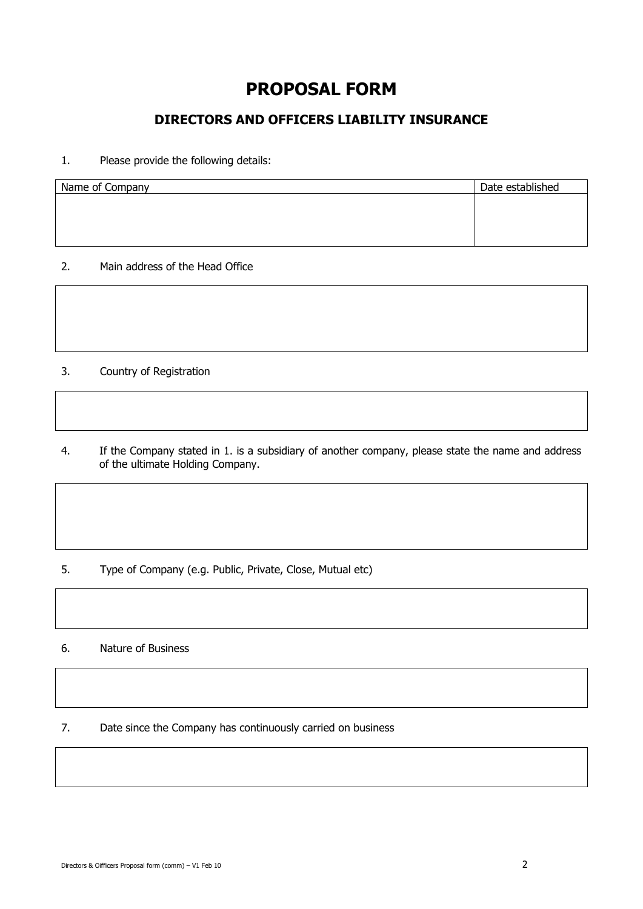# PROPOSAL FORM

## DIRECTORS AND OFFICERS LIABILITY INSURANCE

1. Please provide the following details:

| Name of Company | Date established |
|---|---|
| | |

2. Main address of the Head Office

| |
|---|
| |

3. Country of Registration

| |
|---|
| |

4. If the Company stated in 1. is a subsidiary of another company, please state the name and address of the ultimate Holding Company.

| |
|---|
| |

5. Type of Company (e.g. Public, Private, Close, Mutual etc)

| |
|---|
| |

6. Nature of Business

| |
|---|
| |

7. Date since the Company has continuously carried on business

| |
|---|
| |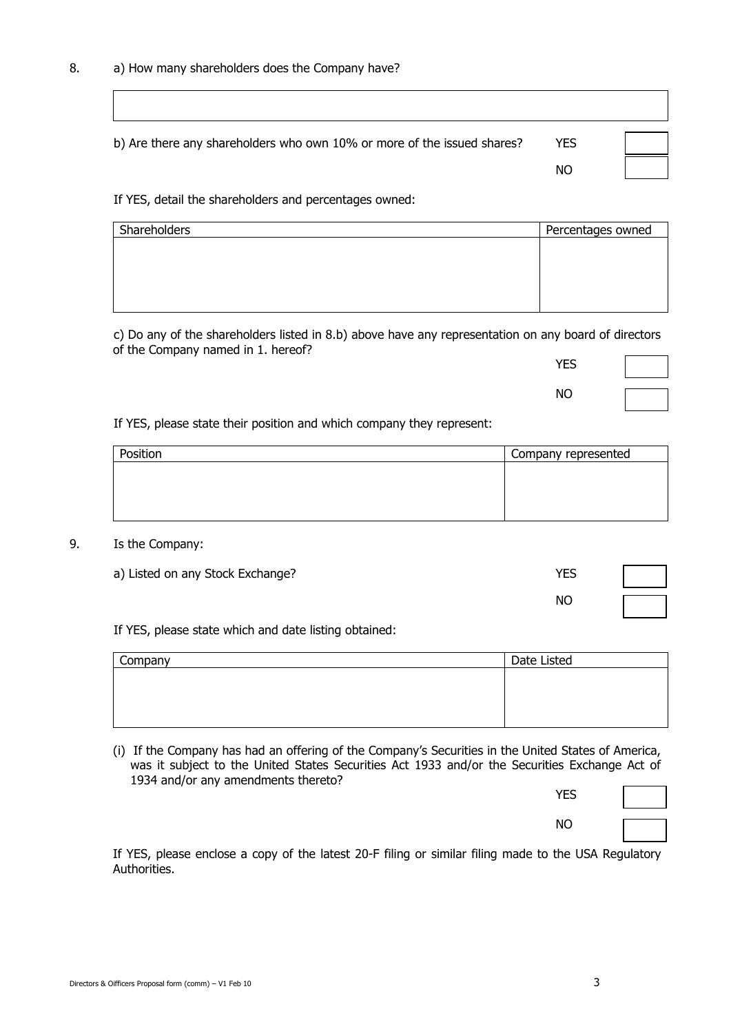8. a) How many shareholders does the Company have?

| |
|---|
| |

b) Are there any shareholders who own 10% or more of the issued shares?

YES ☐

NO ☐

If YES, detail the shareholders and percentages owned:

| Shareholders | Percentages owned |
|---|---|
| | |

c) Do any of the shareholders listed in 8.b) above have any representation on any board of directors of the Company named in 1. hereof?

YES ☐

NO ☐

If YES, please state their position and which company they represent:

| Position | Company represented |
|---|---|
| | |

9. Is the Company:

a) Listed on any Stock Exchange?

YES ☐

NO ☐

If YES, please state which and date listing obtained:

| Company | Date Listed |
|---|---|
| | |

(i) If the Company has had an offering of the Company's Securities in the United States of America, was it subject to the United States Securities Act 1933 and/or the Securities Exchange Act of 1934 and/or any amendments thereto?

YES ☐

NO ☐

If YES, please enclose a copy of the latest 20-F filing or similar filing made to the USA Regulatory Authorities.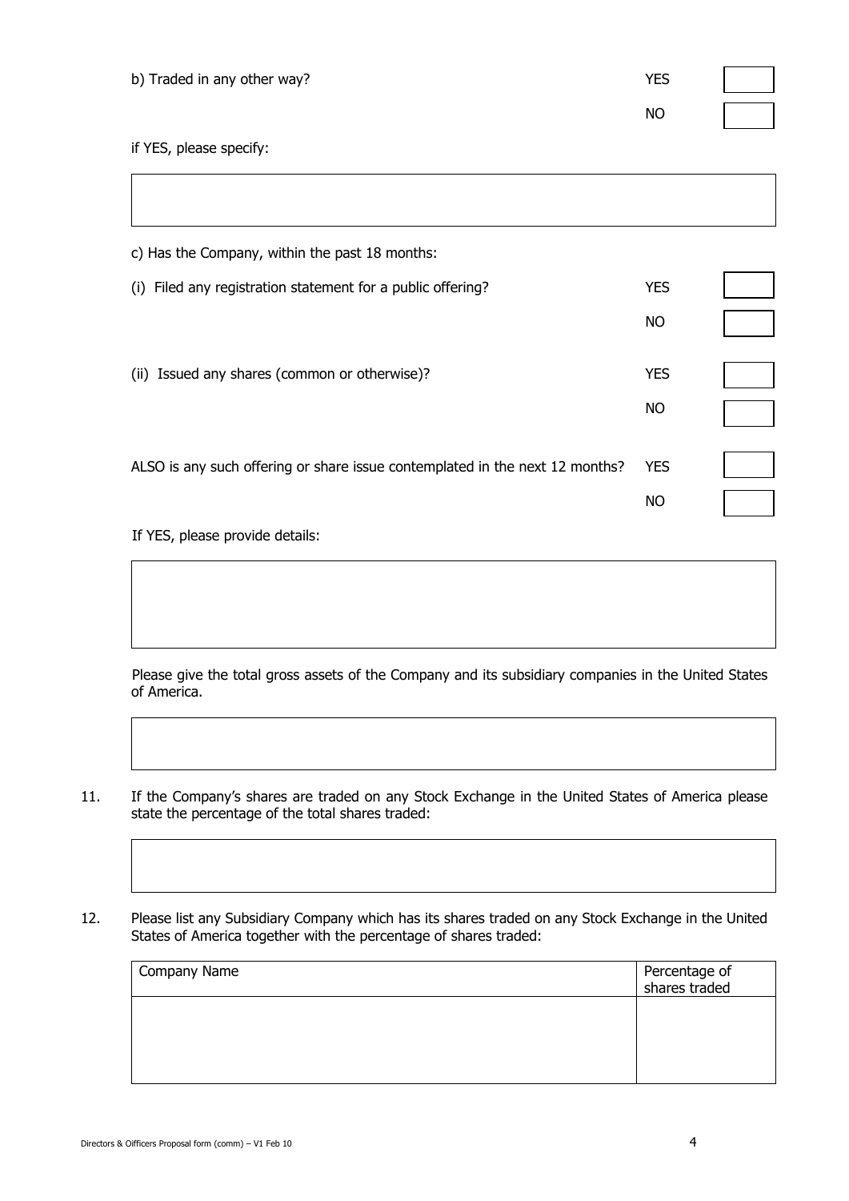b) Traded in any other way?

| | |
|---|---|
| YES | |
| NO | |

if YES, please specify:

| |
|---|
| |

c) Has the Company, within the past 18 months:

(i) Filed any registration statement for a public offering?

| | |
|---|---|
| YES | |
| NO | |

(ii) Issued any shares (common or otherwise)?

| | |
|---|---|
| YES | |
| NO | |

ALSO is any such offering or share issue contemplated in the next 12 months?

| | |
|---|---|
| YES | |
| NO | |

If YES, please provide details:

| |
|---|
| |

Please give the total gross assets of the Company and its subsidiary companies in the United States of America.

| |
|---|
| |

11. If the Company's shares are traded on any Stock Exchange in the United States of America please state the percentage of the total shares traded:

| |
|---|
| |

12. Please list any Subsidiary Company which has its shares traded on any Stock Exchange in the United States of America together with the percentage of shares traded:

| Company Name | Percentage of shares traded |
|---|---|
| | |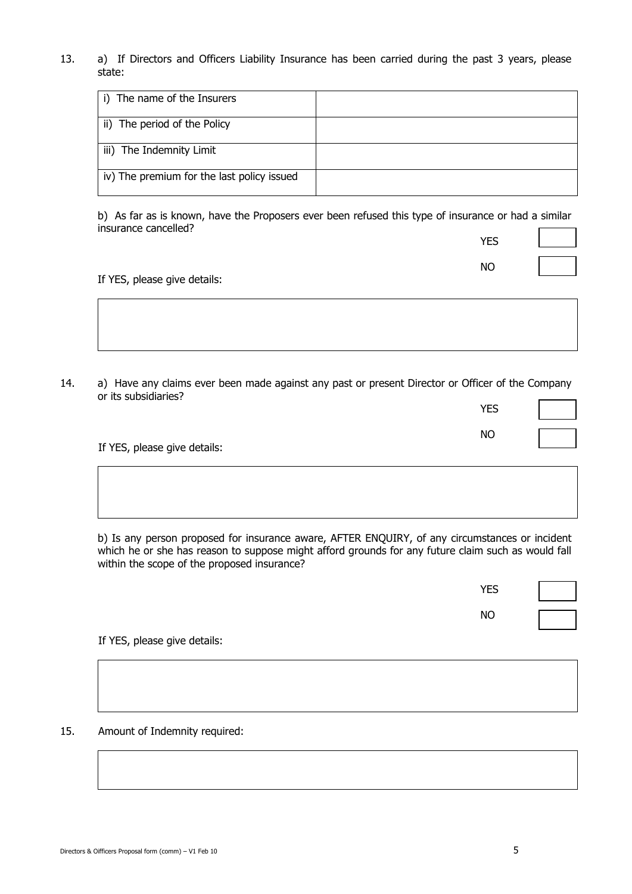13. a) If Directors and Officers Liability Insurance has been carried during the past 3 years, please state:

| | |
|---|---|
| i) The name of the Insurers | |
| ii) The period of the Policy | |
| iii) The Indemnity Limit | |
| iv) The premium for the last policy issued | |

b) As far as is known, have the Proposers ever been refused this type of insurance or had a similar insurance cancelled?

YES ☐

NO ☐

If YES, please give details:

14. a) Have any claims ever been made against any past or present Director or Officer of the Company or its subsidiaries?

YES ☐

NO ☐

If YES, please give details:

b) Is any person proposed for insurance aware, AFTER ENQUIRY, of any circumstances or incident which he or she has reason to suppose might afford grounds for any future claim such as would fall within the scope of the proposed insurance?

YES ☐

NO ☐

If YES, please give details:

15. Amount of Indemnity required:

Directors & Oifficers Proposal form (comm) – V1 Feb 10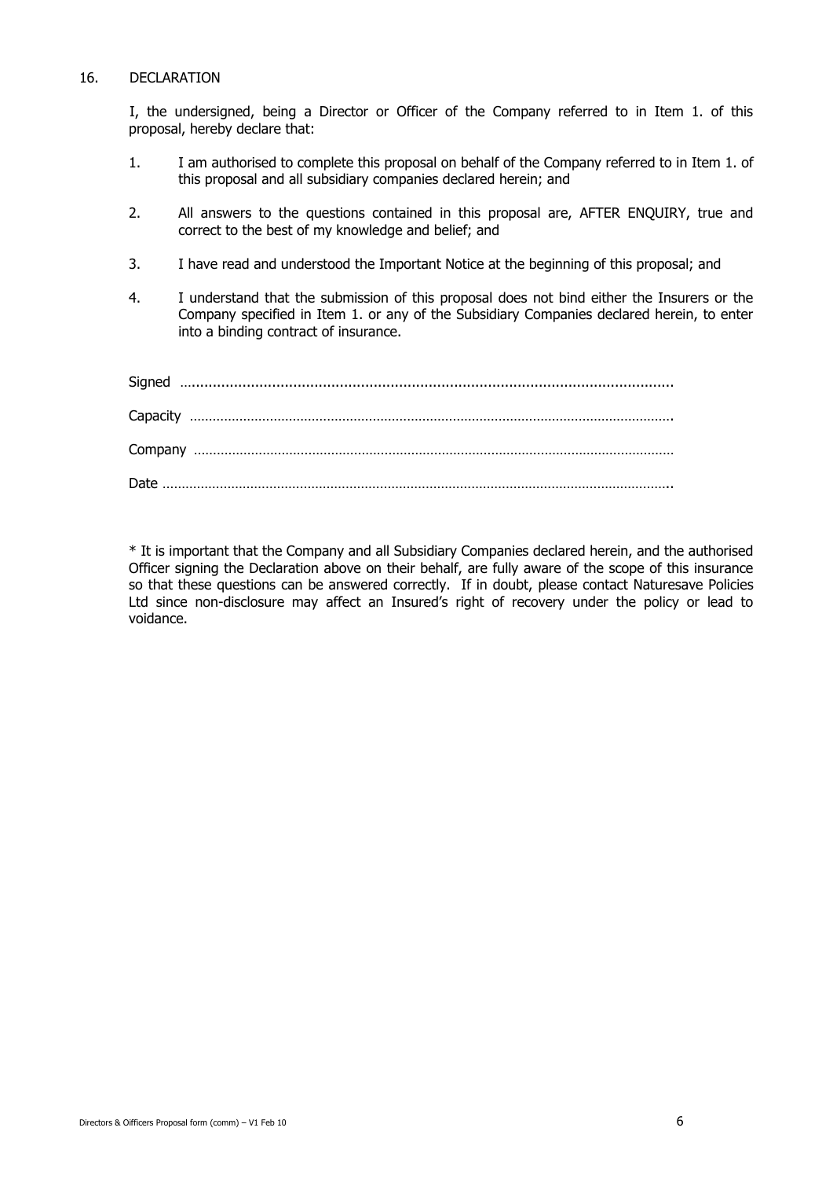## 16. DECLARATION

I, the undersigned, being a Director or Officer of the Company referred to in Item 1. of this proposal, hereby declare that:

1. I am authorised to complete this proposal on behalf of the Company referred to in Item 1. of this proposal and all subsidiary companies declared herein; and
2. All answers to the questions contained in this proposal are, AFTER ENQUIRY, true and correct to the best of my knowledge and belief; and
3. I have read and understood the Important Notice at the beginning of this proposal; and
4. I understand that the submission of this proposal does not bind either the Insurers or the Company specified in Item 1. or any of the Subsidiary Companies declared herein, to enter into a binding contract of insurance.

Signed ……………………………………………………………………………………………………

Capacity ……………………………………………………………………………………………………

Company ……………………………………………………………………………………………………

Date ……………………………………………………………………………………………………

* It is important that the Company and all Subsidiary Companies declared herein, and the authorised Officer signing the Declaration above on their behalf, are fully aware of the scope of this insurance so that these questions can be answered correctly. If in doubt, please contact Naturesave Policies Ltd since non-disclosure may affect an Insured's right of recovery under the policy or lead to voidance.